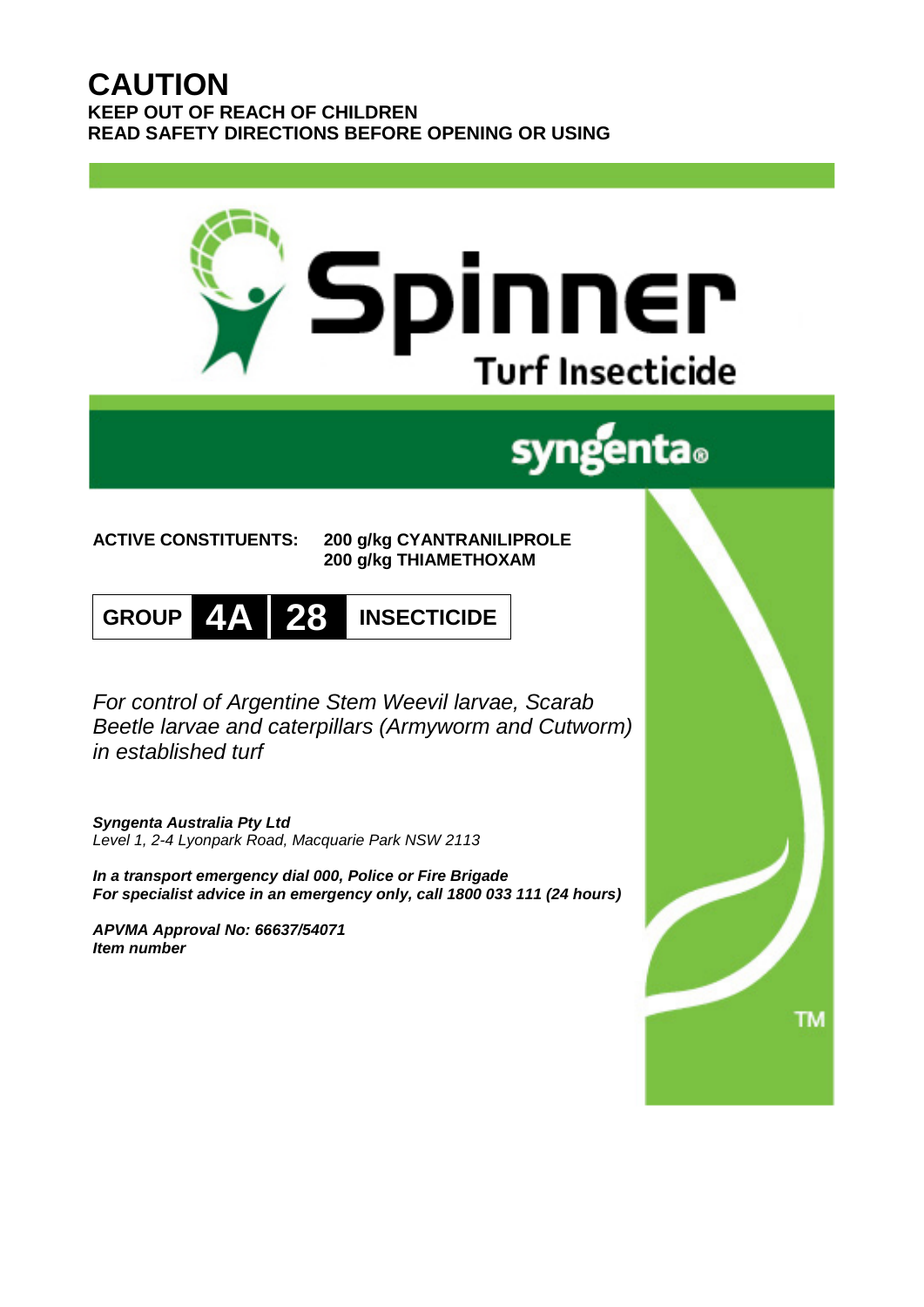# CAUTION

**KEEP OUT OF REACH OF CHILDREN**
**READ SAFETY DIRECTIONS BEFORE OPENING OR USING**

# Spinner

## Turf Insecticide

syngenta®

**ACTIVE CONSTITUENTS:** **200 g/kg CYANTRANILIPROLE**
**200 g/kg THIAMETHOXAM**

**GROUP 4A | 28 INSECTICIDE**

*For control of Argentine Stem Weevil larvae, Scarab Beetle larvae and caterpillars (Armyworm and Cutworm) in established turf*

***Syngenta Australia Pty Ltd***
*Level 1, 2-4 Lyonpark Road, Macquarie Park NSW 2113*

***In a transport emergency dial 000, Police or Fire Brigade***
***For specialist advice in an emergency only, call 1800 033 111 (24 hours)***

***APVMA Approval No: 66637/54071***
***Item number***

TM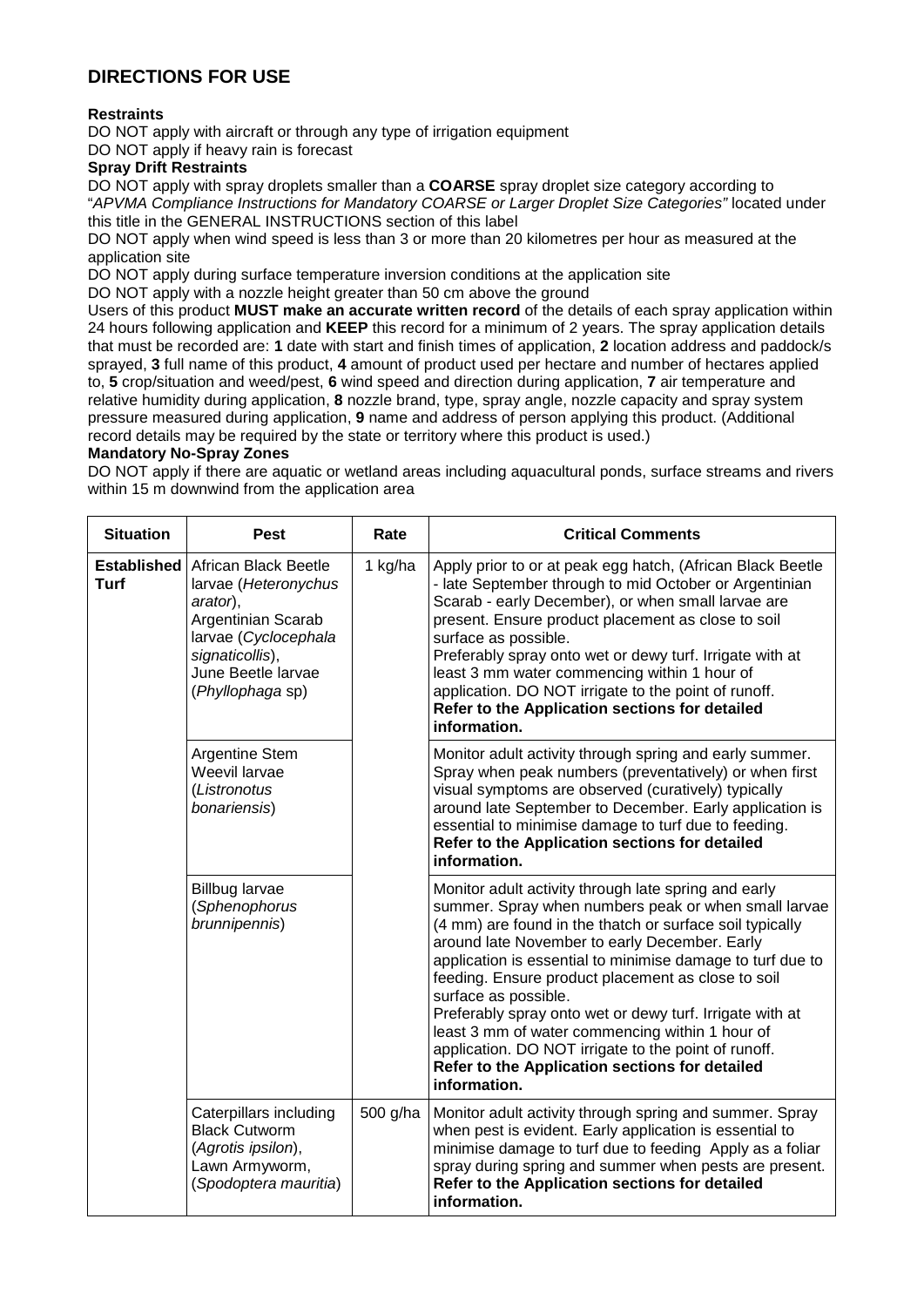## DIRECTIONS FOR USE

**Restraints**

DO NOT apply with aircraft or through any type of irrigation equipment

DO NOT apply if heavy rain is forecast

**Spray Drift Restraints**

DO NOT apply with spray droplets smaller than a **COARSE** spray droplet size category according to "*APVMA Compliance Instructions for Mandatory COARSE or Larger Droplet Size Categories*" located under this title in the GENERAL INSTRUCTIONS section of this label

DO NOT apply when wind speed is less than 3 or more than 20 kilometres per hour as measured at the application site

DO NOT apply during surface temperature inversion conditions at the application site

DO NOT apply with a nozzle height greater than 50 cm above the ground

Users of this product **MUST make an accurate written record** of the details of each spray application within 24 hours following application and **KEEP** this record for a minimum of 2 years. The spray application details that must be recorded are: **1** date with start and finish times of application, **2** location address and paddock/s sprayed, **3** full name of this product, **4** amount of product used per hectare and number of hectares applied to, **5** crop/situation and weed/pest, **6** wind speed and direction during application, **7** air temperature and relative humidity during application, **8** nozzle brand, type, spray angle, nozzle capacity and spray system pressure measured during application, **9** name and address of person applying this product. (Additional record details may be required by the state or territory where this product is used.)

**Mandatory No-Spray Zones**

DO NOT apply if there are aquatic or wetland areas including aquacultural ponds, surface streams and rivers within 15 m downwind from the application area

| Situation | Pest | Rate | Critical Comments |
|---|---|---|---|
| **Established Turf** | African Black Beetle larvae (*Heteronychus arator*), Argentinian Scarab larvae (*Cyclocephala signaticollis*), June Beetle larvae (*Phyllophaga* sp) | 1 kg/ha | Apply prior to or at peak egg hatch, (African Black Beetle - late September through to mid October or Argentinian Scarab - early December), or when small larvae are present. Ensure product placement as close to soil surface as possible. Preferably spray onto wet or dewy turf. Irrigate with at least 3 mm water commencing within 1 hour of application. DO NOT irrigate to the point of runoff. **Refer to the Application sections for detailed information.** |
| | Argentine Stem Weevil larvae (*Listronotus bonariensis*) | | Monitor adult activity through spring and early summer. Spray when peak numbers (preventatively) or when first visual symptoms are observed (curatively) typically around late September to December. Early application is essential to minimise damage to turf due to feeding. **Refer to the Application sections for detailed information.** |
| | Billbug larvae (*Sphenophorus brunnipennis*) | | Monitor adult activity through late spring and early summer. Spray when numbers peak or when small larvae (4 mm) are found in the thatch or surface soil typically around late November to early December. Early application is essential to minimise damage to turf due to feeding. Ensure product placement as close to soil surface as possible. Preferably spray onto wet or dewy turf. Irrigate with at least 3 mm of water commencing within 1 hour of application. DO NOT irrigate to the point of runoff. **Refer to the Application sections for detailed information.** |
| | Caterpillars including Black Cutworm (*Agrotis ipsilon*), Lawn Armyworm, (*Spodoptera mauritia*) | 500 g/ha | Monitor adult activity through spring and summer. Spray when pest is evident. Early application is essential to minimise damage to turf due to feeding Apply as a foliar spray during spring and summer when pests are present. **Refer to the Application sections for detailed information.** |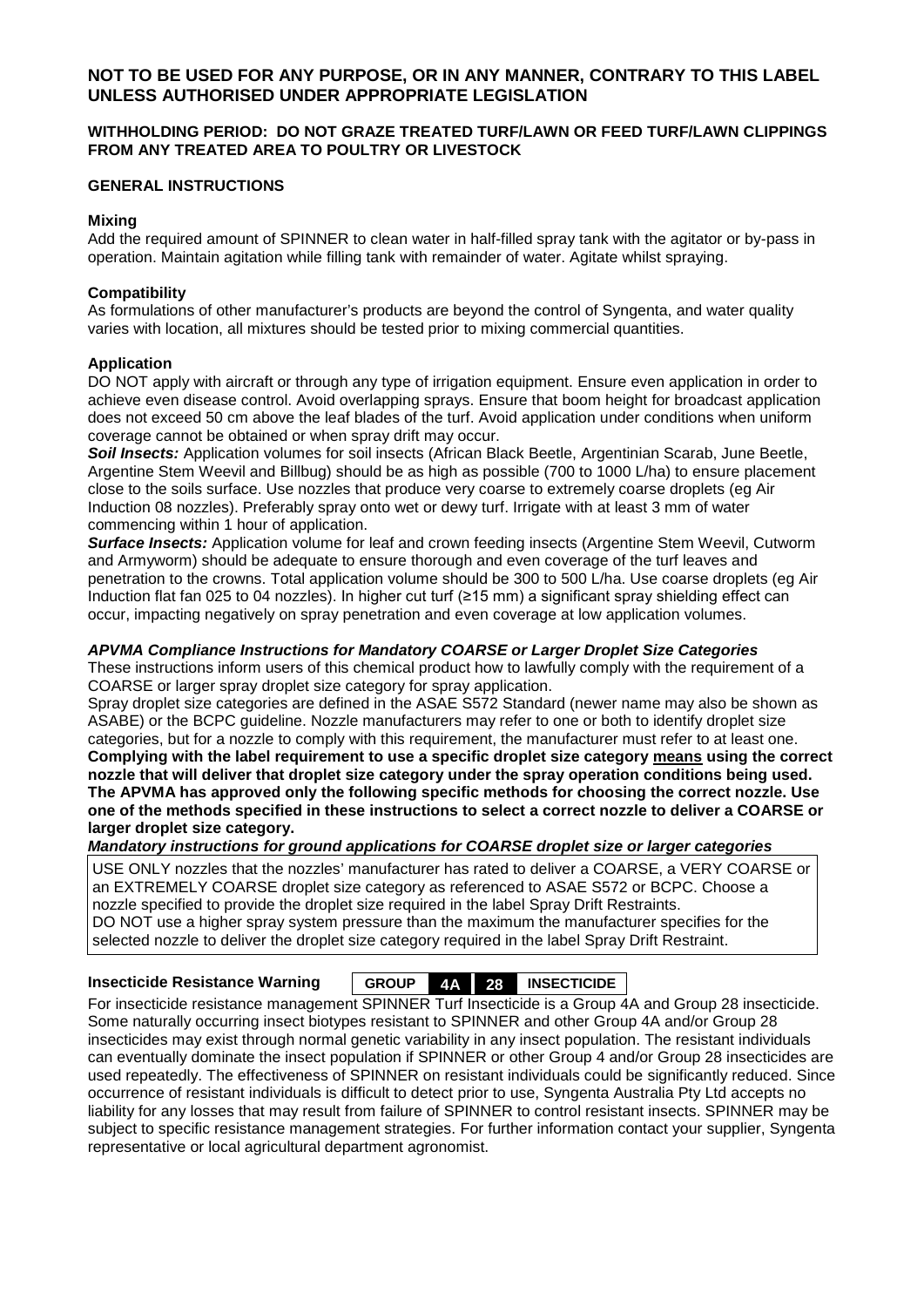**NOT TO BE USED FOR ANY PURPOSE, OR IN ANY MANNER, CONTRARY TO THIS LABEL UNLESS AUTHORISED UNDER APPROPRIATE LEGISLATION**

**WITHHOLDING PERIOD: DO NOT GRAZE TREATED TURF/LAWN OR FEED TURF/LAWN CLIPPINGS FROM ANY TREATED AREA TO POULTRY OR LIVESTOCK**

**GENERAL INSTRUCTIONS**

**Mixing**

Add the required amount of SPINNER to clean water in half-filled spray tank with the agitator or by-pass in operation. Maintain agitation while filling tank with remainder of water. Agitate whilst spraying.

**Compatibility**

As formulations of other manufacturer's products are beyond the control of Syngenta, and water quality varies with location, all mixtures should be tested prior to mixing commercial quantities.

**Application**

DO NOT apply with aircraft or through any type of irrigation equipment. Ensure even application in order to achieve even disease control. Avoid overlapping sprays. Ensure that boom height for broadcast application does not exceed 50 cm above the leaf blades of the turf. Avoid application under conditions when uniform coverage cannot be obtained or when spray drift may occur.

***Soil Insects:*** Application volumes for soil insects (African Black Beetle, Argentinian Scarab, June Beetle, Argentine Stem Weevil and Billbug) should be as high as possible (700 to 1000 L/ha) to ensure placement close to the soils surface. Use nozzles that produce very coarse to extremely coarse droplets (eg Air Induction 08 nozzles). Preferably spray onto wet or dewy turf. Irrigate with at least 3 mm of water commencing within 1 hour of application.

***Surface Insects:*** Application volume for leaf and crown feeding insects (Argentine Stem Weevil, Cutworm and Armyworm) should be adequate to ensure thorough and even coverage of the turf leaves and penetration to the crowns. Total application volume should be 300 to 500 L/ha. Use coarse droplets (eg Air Induction flat fan 025 to 04 nozzles). In higher cut turf (≥15 mm) a significant spray shielding effect can occur, impacting negatively on spray penetration and even coverage at low application volumes.

***APVMA Compliance Instructions for Mandatory COARSE or Larger Droplet Size Categories***

These instructions inform users of this chemical product how to lawfully comply with the requirement of a COARSE or larger spray droplet size category for spray application.

Spray droplet size categories are defined in the ASAE S572 Standard (newer name may also be shown as ASABE) or the BCPC guideline. Nozzle manufacturers may refer to one or both to identify droplet size categories, but for a nozzle to comply with this requirement, the manufacturer must refer to at least one.

**Complying with the label requirement to use a specific droplet size category <u>means</u> using the correct nozzle that will deliver that droplet size category under the spray operation conditions being used. The APVMA has approved only the following specific methods for choosing the correct nozzle. Use one of the methods specified in these instructions to select a correct nozzle to deliver a COARSE or larger droplet size category.**

***Mandatory instructions for ground applications for COARSE droplet size or larger categories***

USE ONLY nozzles that the nozzles' manufacturer has rated to deliver a COARSE, a VERY COARSE or an EXTREMELY COARSE droplet size category as referenced to ASAE S572 or BCPC. Choose a nozzle specified to provide the droplet size required in the label Spray Drift Restraints.
DO NOT use a higher spray system pressure than the maximum the manufacturer specifies for the selected nozzle to deliver the droplet size category required in the label Spray Drift Restraint.

**Insecticide Resistance Warning** **GROUP 4A 28 INSECTICIDE**

For insecticide resistance management SPINNER Turf Insecticide is a Group 4A and Group 28 insecticide. Some naturally occurring insect biotypes resistant to SPINNER and other Group 4A and/or Group 28 insecticides may exist through normal genetic variability in any insect population. The resistant individuals can eventually dominate the insect population if SPINNER or other Group 4 and/or Group 28 insecticides are used repeatedly. The effectiveness of SPINNER on resistant individuals could be significantly reduced. Since occurrence of resistant individuals is difficult to detect prior to use, Syngenta Australia Pty Ltd accepts no liability for any losses that may result from failure of SPINNER to control resistant insects. SPINNER may be subject to specific resistance management strategies. For further information contact your supplier, Syngenta representative or local agricultural department agronomist.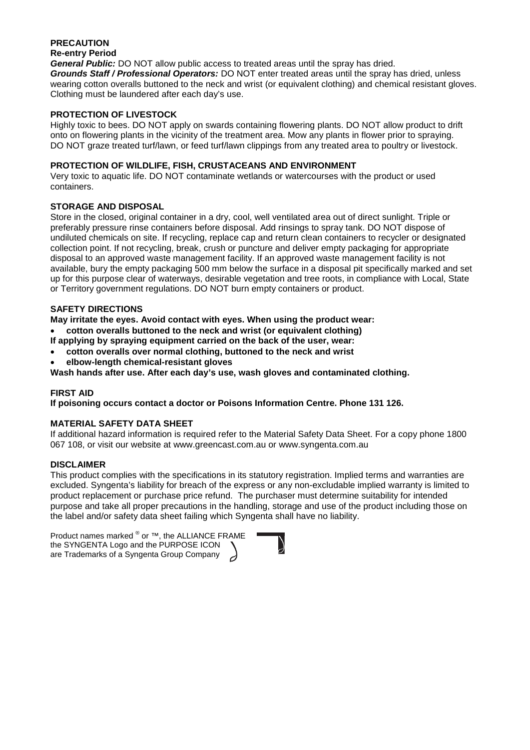## PRECAUTION

**Re-entry Period**

***General Public:*** DO NOT allow public access to treated areas until the spray has dried.

***Grounds Staff / Professional Operators:*** DO NOT enter treated areas until the spray has dried, unless wearing cotton overalls buttoned to the neck and wrist (or equivalent clothing) and chemical resistant gloves. Clothing must be laundered after each day's use.

## PROTECTION OF LIVESTOCK

Highly toxic to bees. DO NOT apply on swards containing flowering plants. DO NOT allow product to drift onto on flowering plants in the vicinity of the treatment area. Mow any plants in flower prior to spraying. DO NOT graze treated turf/lawn, or feed turf/lawn clippings from any treated area to poultry or livestock.

## PROTECTION OF WILDLIFE, FISH, CRUSTACEANS AND ENVIRONMENT

Very toxic to aquatic life. DO NOT contaminate wetlands or watercourses with the product or used containers.

## STORAGE AND DISPOSAL

Store in the closed, original container in a dry, cool, well ventilated area out of direct sunlight. Triple or preferably pressure rinse containers before disposal. Add rinsings to spray tank. DO NOT dispose of undiluted chemicals on site. If recycling, replace cap and return clean containers to recycler or designated collection point. If not recycling, break, crush or puncture and deliver empty packaging for appropriate disposal to an approved waste management facility. If an approved waste management facility is not available, bury the empty packaging 500 mm below the surface in a disposal pit specifically marked and set up for this purpose clear of waterways, desirable vegetation and tree roots, in compliance with Local, State or Territory government regulations. DO NOT burn empty containers or product.

## SAFETY DIRECTIONS

**May irritate the eyes. Avoid contact with eyes. When using the product wear:**

- **cotton overalls buttoned to the neck and wrist (or equivalent clothing)**

**If applying by spraying equipment carried on the back of the user, wear:**

- **cotton overalls over normal clothing, buttoned to the neck and wrist**
- **elbow-length chemical-resistant gloves**

**Wash hands after use. After each day's use, wash gloves and contaminated clothing.**

## FIRST AID

**If poisoning occurs contact a doctor or Poisons Information Centre. Phone 131 126.**

## MATERIAL SAFETY DATA SHEET

If additional hazard information is required refer to the Material Safety Data Sheet. For a copy phone 1800 067 108, or visit our website at www.greencast.com.au or www.syngenta.com.au

## DISCLAIMER

This product complies with the specifications in its statutory registration. Implied terms and warranties are excluded. Syngenta's liability for breach of the express or any non-excludable implied warranty is limited to product replacement or purchase price refund. The purchaser must determine suitability for intended purpose and take all proper precautions in the handling, storage and use of the product including those on the label and/or safety data sheet failing which Syngenta shall have no liability.

Product names marked ® or ™, the ALLIANCE FRAME the SYNGENTA Logo and the PURPOSE ICON are Trademarks of a Syngenta Group Company